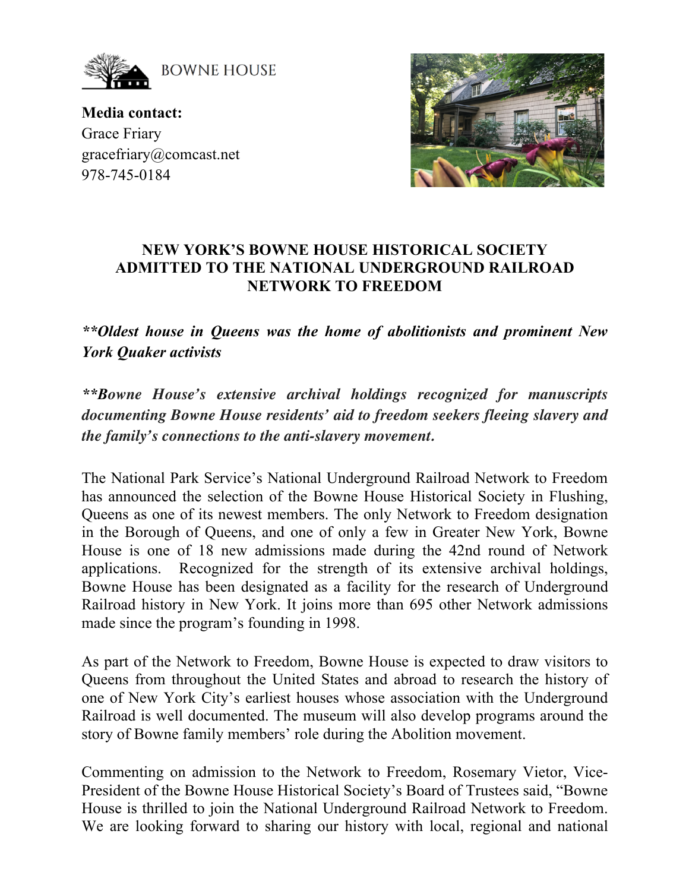BOWNE HOUSE

**Media contact:**
Grace Friary
gracefriary@comcast.net
978-745-0184

# NEW YORK'S BOWNE HOUSE HISTORICAL SOCIETY ADMITTED TO THE NATIONAL UNDERGROUND RAILROAD NETWORK TO FREEDOM

***\*\*Oldest house in Queens was the home of abolitionists and prominent New York Quaker activists***

***\*\*Bowne House's extensive archival holdings recognized for manuscripts documenting Bowne House residents' aid to freedom seekers fleeing slavery and the family's connections to the anti-slavery movement.***

The National Park Service's National Underground Railroad Network to Freedom has announced the selection of the Bowne House Historical Society in Flushing, Queens as one of its newest members. The only Network to Freedom designation in the Borough of Queens, and one of only a few in Greater New York, Bowne House is one of 18 new admissions made during the 42nd round of Network applications. Recognized for the strength of its extensive archival holdings, Bowne House has been designated as a facility for the research of Underground Railroad history in New York. It joins more than 695 other Network admissions made since the program's founding in 1998.

As part of the Network to Freedom, Bowne House is expected to draw visitors to Queens from throughout the United States and abroad to research the history of one of New York City's earliest houses whose association with the Underground Railroad is well documented. The museum will also develop programs around the story of Bowne family members' role during the Abolition movement.

Commenting on admission to the Network to Freedom, Rosemary Vietor, Vice-President of the Bowne House Historical Society's Board of Trustees said, "Bowne House is thrilled to join the National Underground Railroad Network to Freedom. We are looking forward to sharing our history with local, regional and national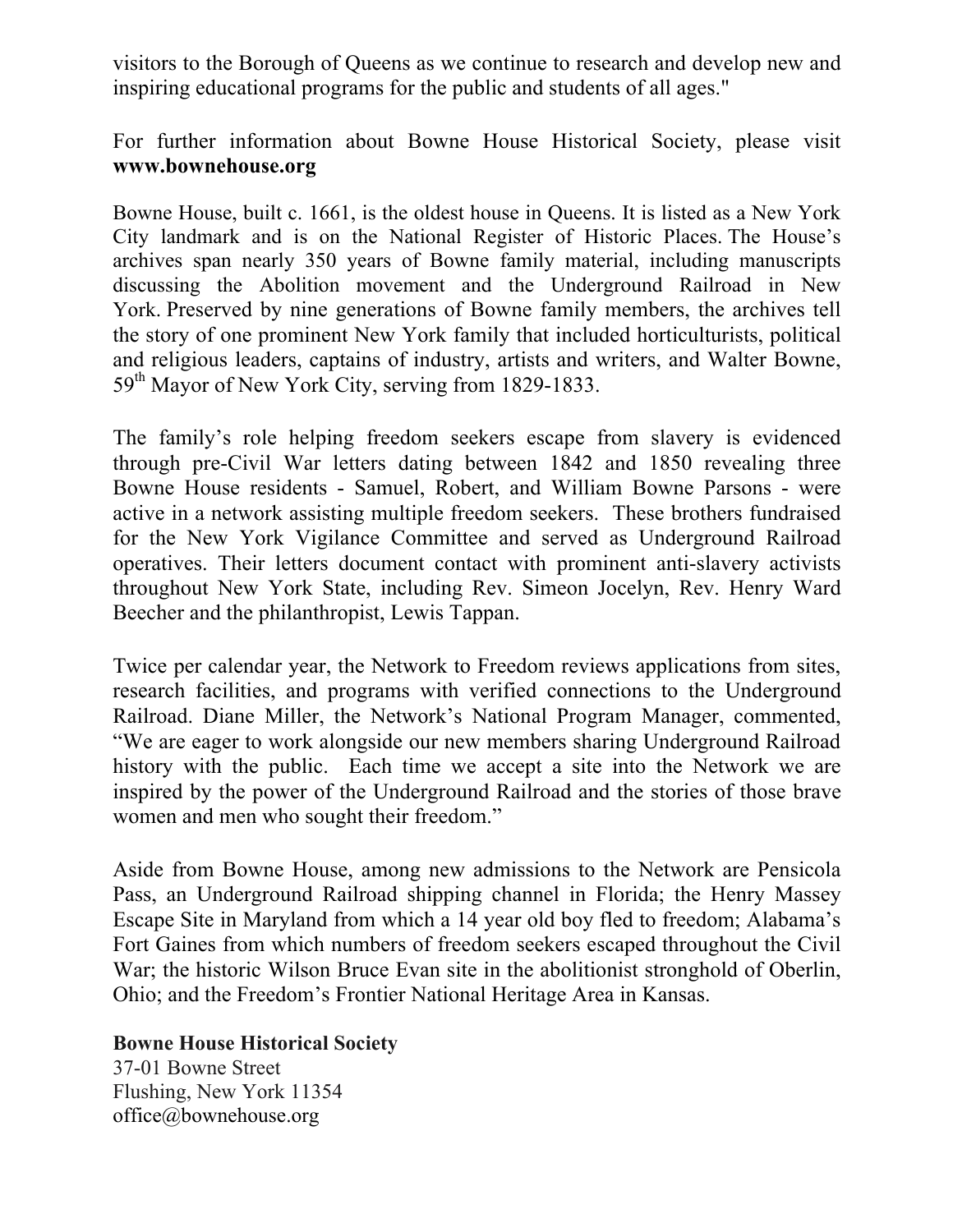visitors to the Borough of Queens as we continue to research and develop new and inspiring educational programs for the public and students of all ages."

For further information about Bowne House Historical Society, please visit **www.bownehouse.org**

Bowne House, built c. 1661, is the oldest house in Queens. It is listed as a New York City landmark and is on the National Register of Historic Places. The House's archives span nearly 350 years of Bowne family material, including manuscripts discussing the Abolition movement and the Underground Railroad in New York. Preserved by nine generations of Bowne family members, the archives tell the story of one prominent New York family that included horticulturists, political and religious leaders, captains of industry, artists and writers, and Walter Bowne, 59th Mayor of New York City, serving from 1829-1833.

The family's role helping freedom seekers escape from slavery is evidenced through pre-Civil War letters dating between 1842 and 1850 revealing three Bowne House residents - Samuel, Robert, and William Bowne Parsons - were active in a network assisting multiple freedom seekers. These brothers fundraised for the New York Vigilance Committee and served as Underground Railroad operatives. Their letters document contact with prominent anti-slavery activists throughout New York State, including Rev. Simeon Jocelyn, Rev. Henry Ward Beecher and the philanthropist, Lewis Tappan.

Twice per calendar year, the Network to Freedom reviews applications from sites, research facilities, and programs with verified connections to the Underground Railroad. Diane Miller, the Network's National Program Manager, commented, "We are eager to work alongside our new members sharing Underground Railroad history with the public. Each time we accept a site into the Network we are inspired by the power of the Underground Railroad and the stories of those brave women and men who sought their freedom."

Aside from Bowne House, among new admissions to the Network are Pensicola Pass, an Underground Railroad shipping channel in Florida; the Henry Massey Escape Site in Maryland from which a 14 year old boy fled to freedom; Alabama's Fort Gaines from which numbers of freedom seekers escaped throughout the Civil War; the historic Wilson Bruce Evan site in the abolitionist stronghold of Oberlin, Ohio; and the Freedom's Frontier National Heritage Area in Kansas.

**Bowne House Historical Society**
37-01 Bowne Street
Flushing, New York 11354
office@bownehouse.org